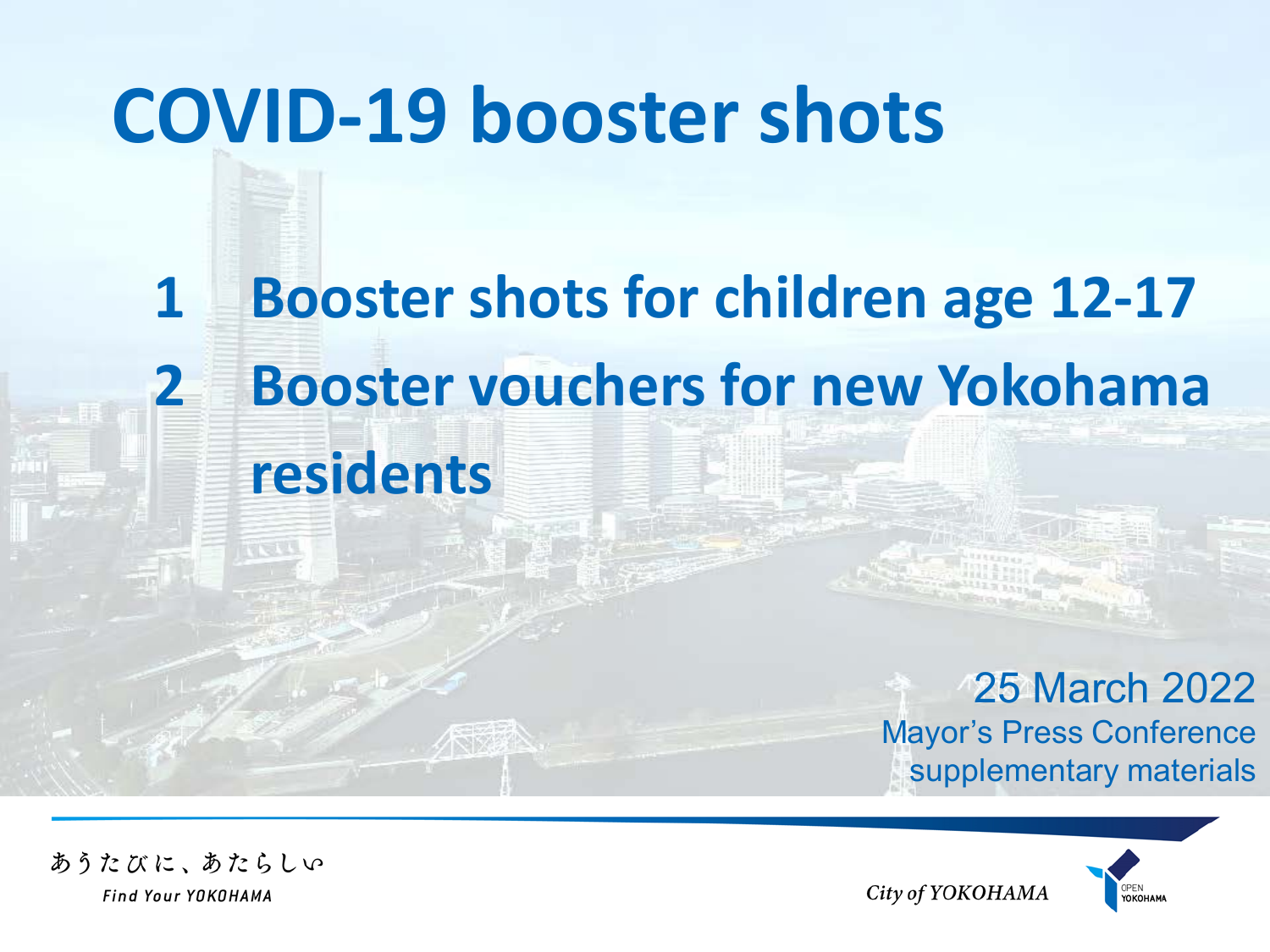# COVID-19 booster shots

1. **Booster shots for children age 12-17**
2. **Booster vouchers for new Yokohama residents**

25 March 2022

Mayor's Press Conference supplementary materials

あうたびに、あたらしい

*Find Your YOKOHAMA*

*City of YOKOHAMA*

OPEN YOKOHAMA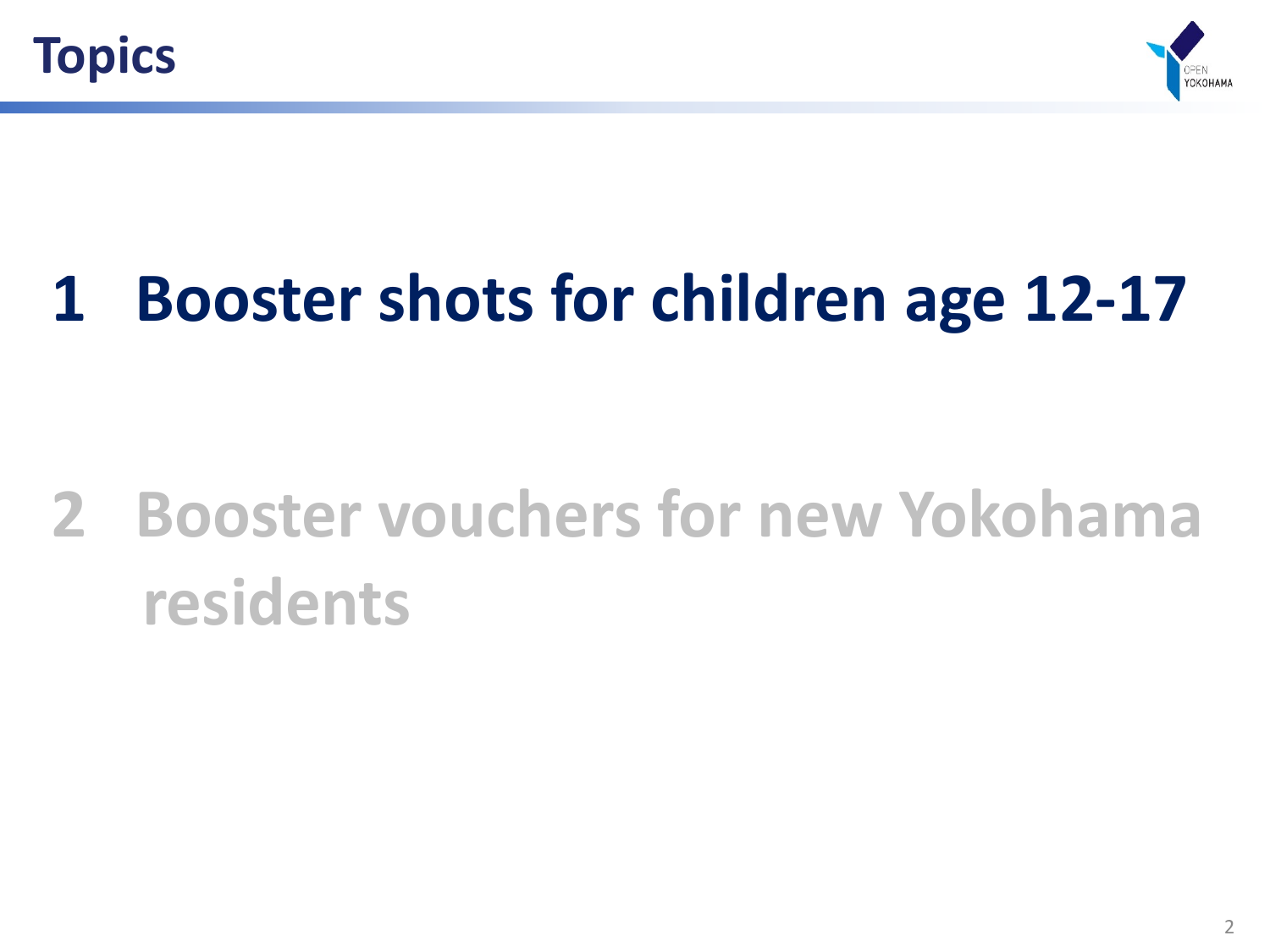# Topics

1 Booster shots for children age 12-17

2 Booster vouchers for new Yokohama residents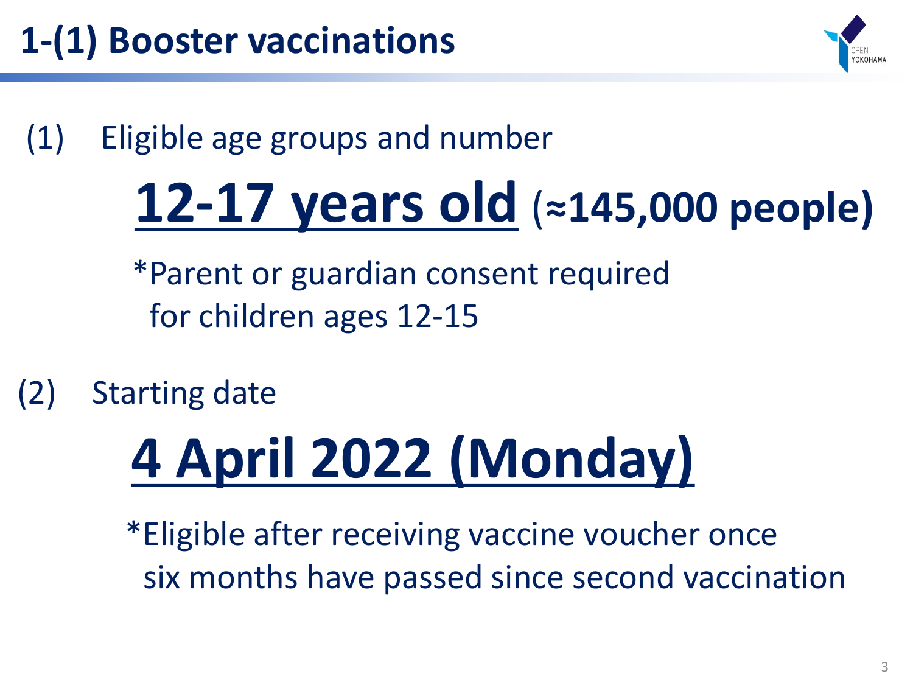# 1-(1) Booster vaccinations

(1) Eligible age groups and number

**12-17 years old (≈145,000 people)**

*Parent or guardian consent required for children ages 12-15

(2) Starting date

**4 April 2022 (Monday)**

*Eligible after receiving vaccine voucher once six months have passed since second vaccination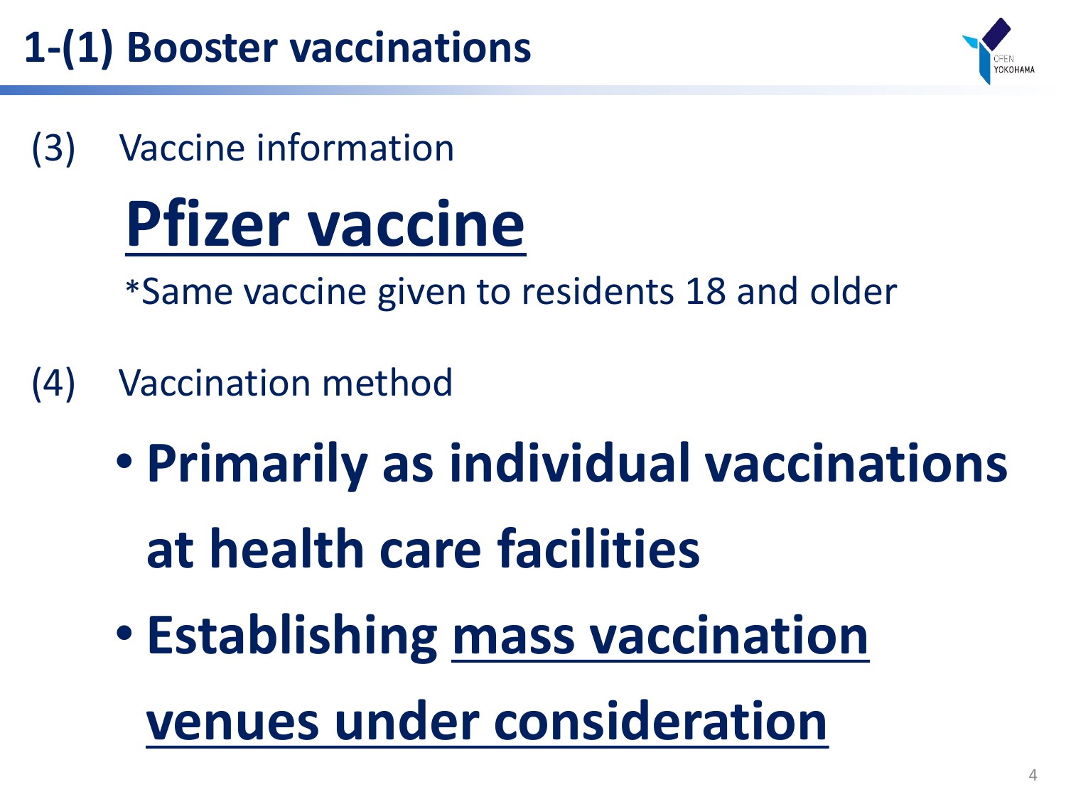# 1-(1) Booster vaccinations

(3) Vaccine information

## Pfizer vaccine

*Same vaccine given to residents 18 and older

(4) Vaccination method

- **Primarily as individual vaccinations at health care facilities**
- **Establishing mass vaccination venues under consideration**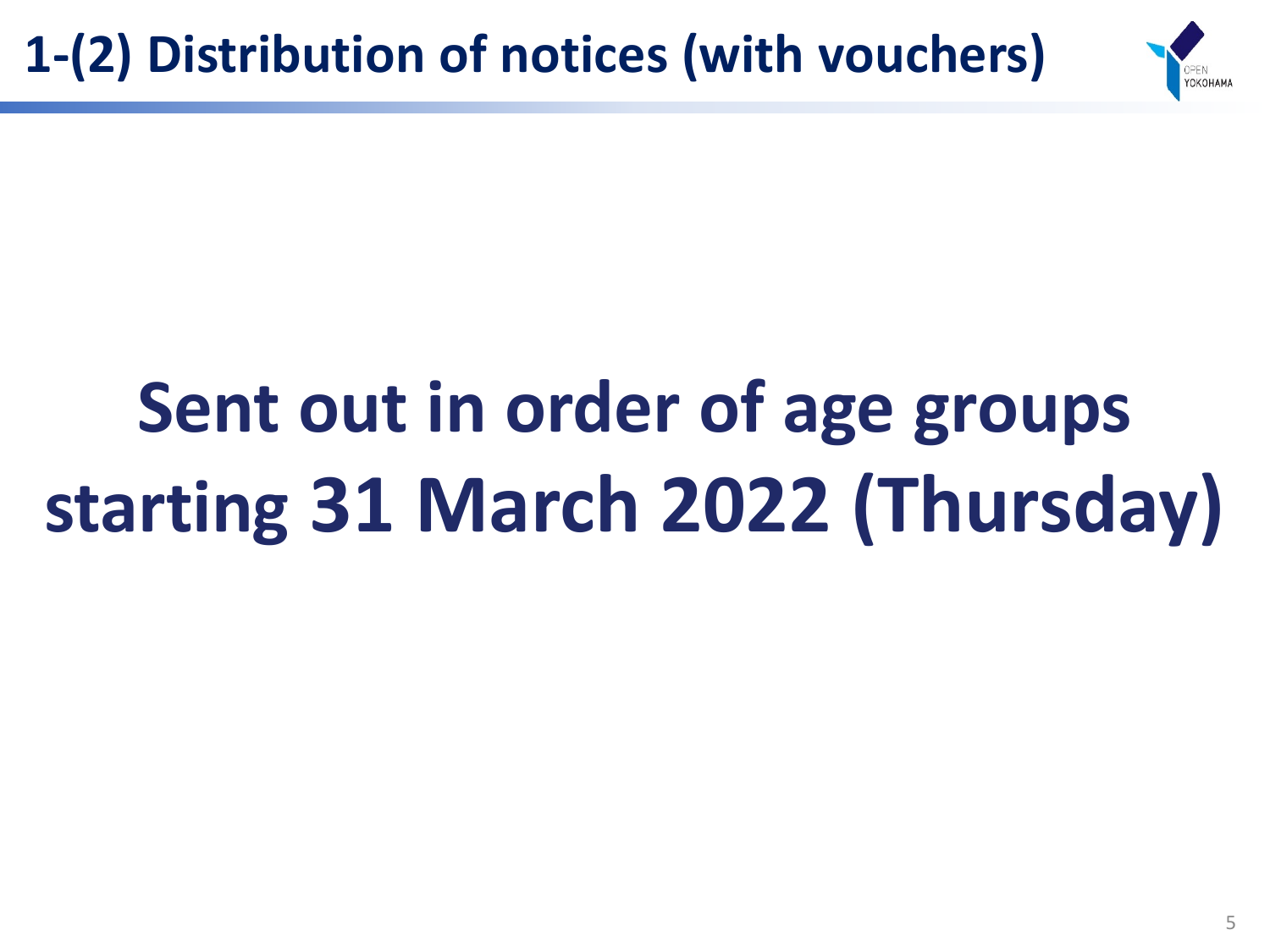# 1-(2) Distribution of notices (with vouchers)

**Sent out in order of age groups starting 31 March 2022 (Thursday)**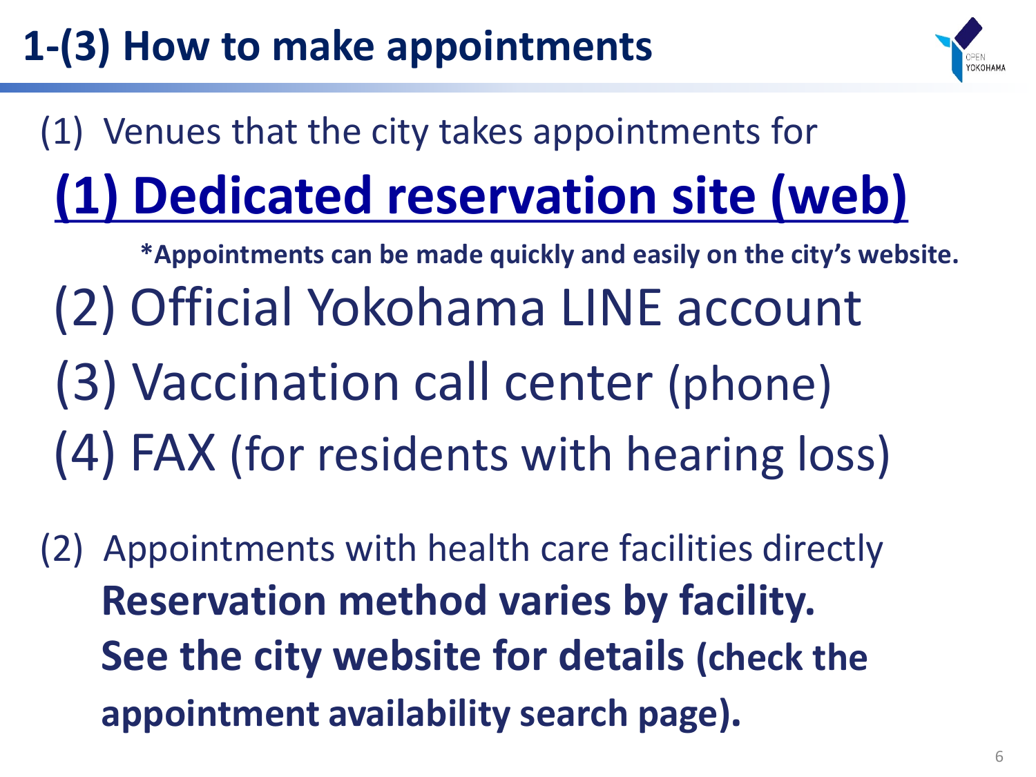# 1-(3) How to make appointments

(1) Venues that the city takes appointments for

**(1) Dedicated reservation site (web)**

**\*Appointments can be made quickly and easily on the city's website.**

(2) Official Yokohama LINE account

(3) Vaccination call center (phone)

(4) FAX (for residents with hearing loss)

(2) Appointments with health care facilities directly

**Reservation method varies by facility.**

**See the city website for details (check the appointment availability search page).**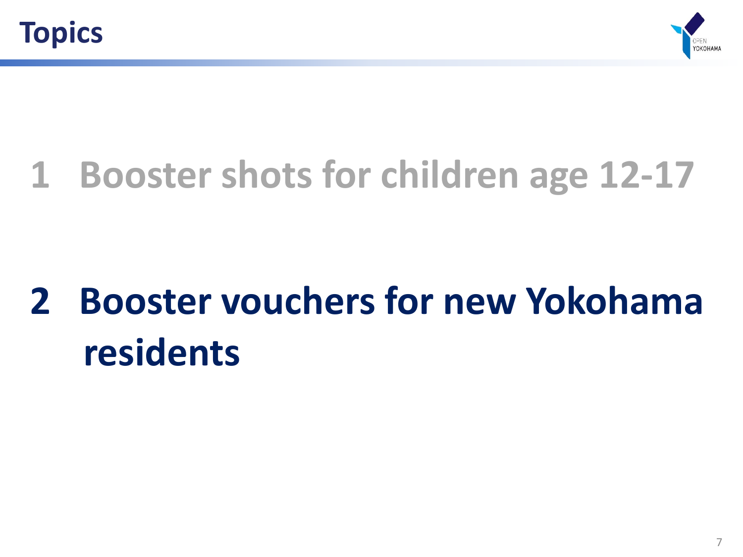# Topics

## 1 Booster shots for children age 12-17

## 2 Booster vouchers for new Yokohama residents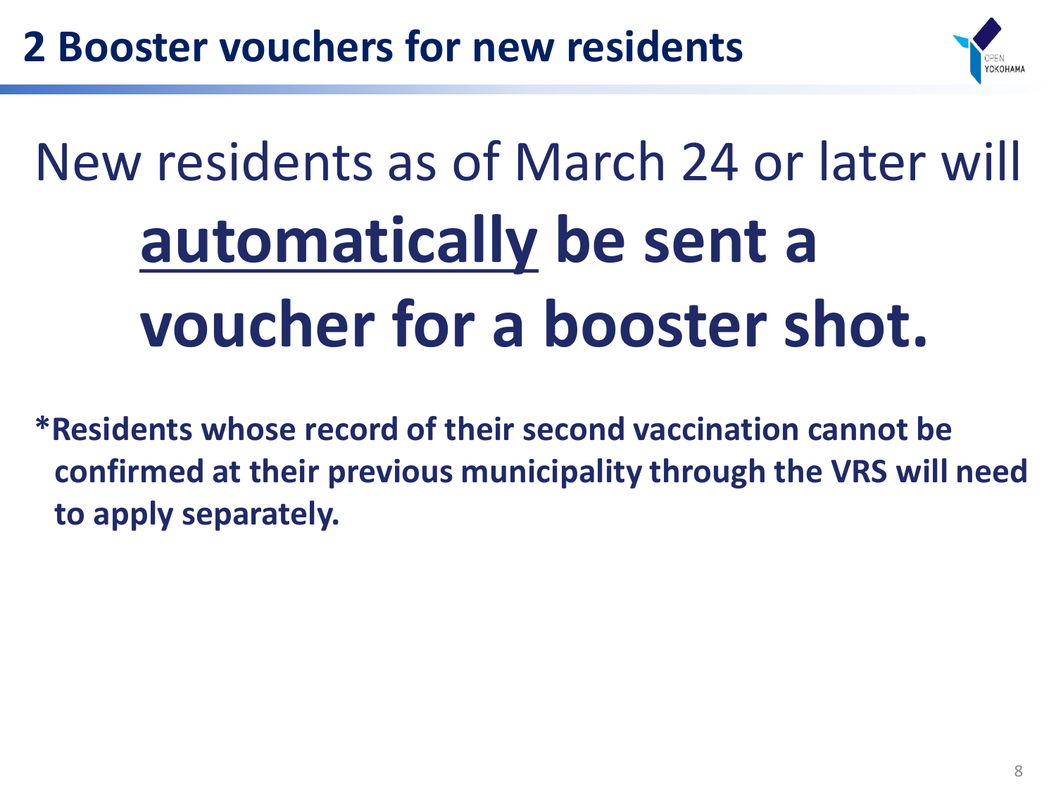# 2 Booster vouchers for new residents

New residents as of March 24 or later will **automatically be sent a voucher for a booster shot.**

**\*Residents whose record of their second vaccination cannot be confirmed at their previous municipality through the VRS will need to apply separately.**